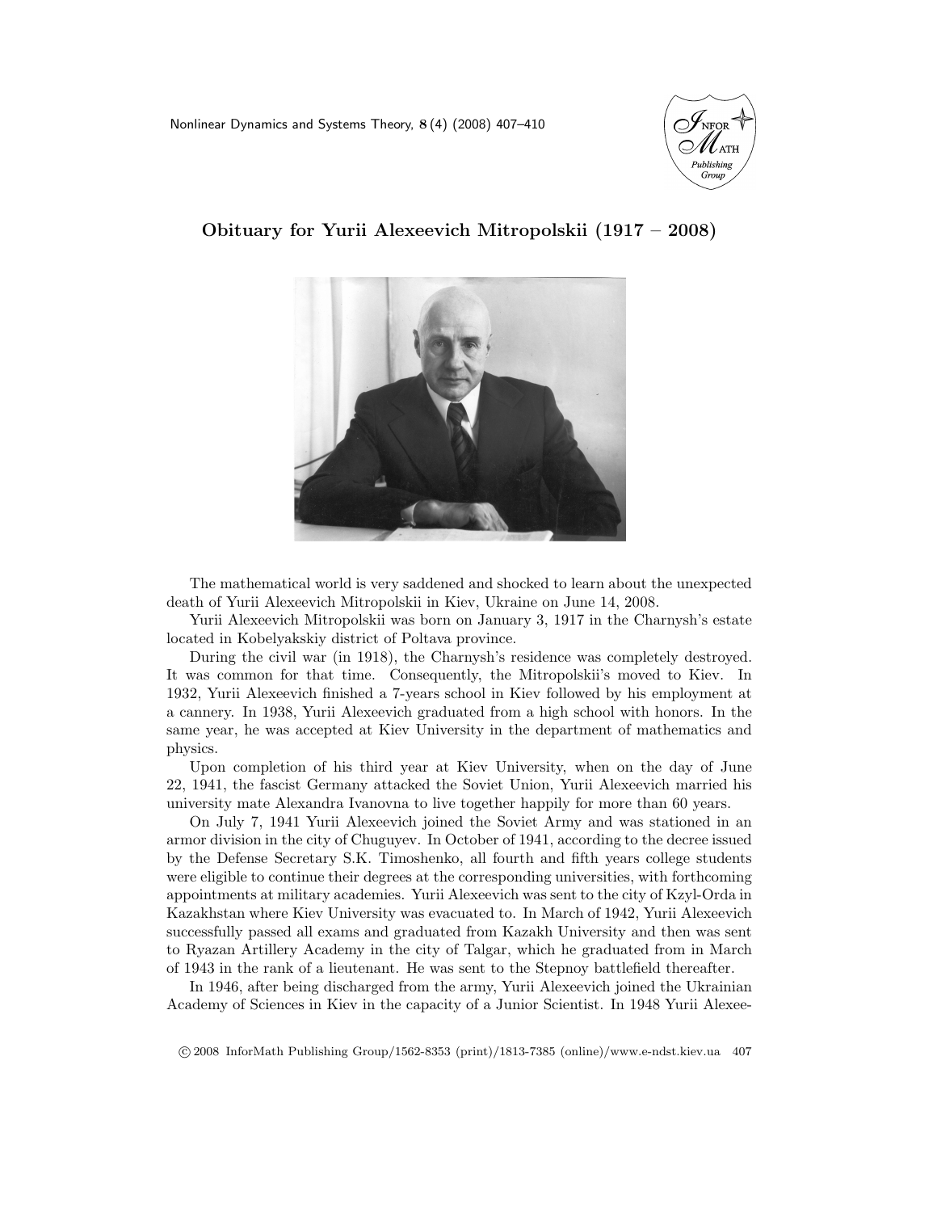# Obituary for Yurii Alexeevich Mitropolskii (1917 – 2008)

The mathematical world is very saddened and shocked to learn about the unexpected death of Yurii Alexeevich Mitropolskii in Kiev, Ukraine on June 14, 2008.

Yurii Alexeevich Mitropolskii was born on January 3, 1917 in the Charnysh's estate located in Kobelyakskiy district of Poltava province.

During the civil war (in 1918), the Charnysh's residence was completely destroyed. It was common for that time. Consequently, the Mitropolskii's moved to Kiev. In 1932, Yurii Alexeevich finished a 7-years school in Kiev followed by his employment at a cannery. In 1938, Yurii Alexeevich graduated from a high school with honors. In the same year, he was accepted at Kiev University in the department of mathematics and physics.

Upon completion of his third year at Kiev University, when on the day of June 22, 1941, the fascist Germany attacked the Soviet Union, Yurii Alexeevich married his university mate Alexandra Ivanovna to live together happily for more than 60 years.

On July 7, 1941 Yurii Alexeevich joined the Soviet Army and was stationed in an armor division in the city of Chuguyev. In October of 1941, according to the decree issued by the Defense Secretary S.K. Timoshenko, all fourth and fifth years college students were eligible to continue their degrees at the corresponding universities, with forthcoming appointments at military academies. Yurii Alexeevich was sent to the city of Kzyl-Orda in Kazakhstan where Kiev University was evacuated to. In March of 1942, Yurii Alexeevich successfully passed all exams and graduated from Kazakh University and then was sent to Ryazan Artillery Academy in the city of Talgar, which he graduated from in March of 1943 in the rank of a lieutenant. He was sent to the Stepnoy battlefield thereafter.

In 1946, after being discharged from the army, Yurii Alexeevich joined the Ukrainian Academy of Sciences in Kiev in the capacity of a Junior Scientist. In 1948 Yurii Alexee-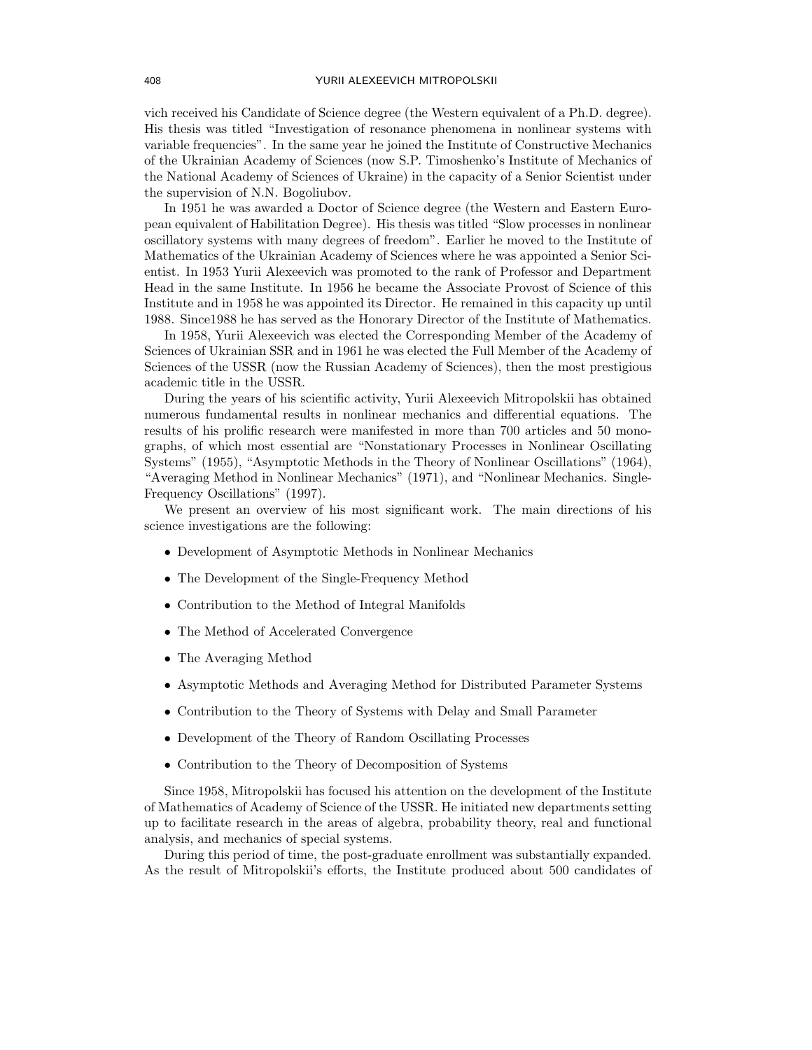vich received his Candidate of Science degree (the Western equivalent of a Ph.D. degree). His thesis was titled "Investigation of resonance phenomena in nonlinear systems with variable frequencies". In the same year he joined the Institute of Constructive Mechanics of the Ukrainian Academy of Sciences (now S.P. Timoshenko's Institute of Mechanics of the National Academy of Sciences of Ukraine) in the capacity of a Senior Scientist under the supervision of N.N. Bogoliubov.

In 1951 he was awarded a Doctor of Science degree (the Western and Eastern European equivalent of Habilitation Degree). His thesis was titled "Slow processes in nonlinear oscillatory systems with many degrees of freedom". Earlier he moved to the Institute of Mathematics of the Ukrainian Academy of Sciences where he was appointed a Senior Scientist. In 1953 Yurii Alexeevich was promoted to the rank of Professor and Department Head in the same Institute. In 1956 he became the Associate Provost of Science of this Institute and in 1958 he was appointed its Director. He remained in this capacity up until 1988. Since1988 he has served as the Honorary Director of the Institute of Mathematics.

In 1958, Yurii Alexeevich was elected the Corresponding Member of the Academy of Sciences of Ukrainian SSR and in 1961 he was elected the Full Member of the Academy of Sciences of the USSR (now the Russian Academy of Sciences), then the most prestigious academic title in the USSR.

During the years of his scientific activity, Yurii Alexeevich Mitropolskii has obtained numerous fundamental results in nonlinear mechanics and differential equations. The results of his prolific research were manifested in more than 700 articles and 50 monographs, of which most essential are "Nonstationary Processes in Nonlinear Oscillating Systems" (1955), "Asymptotic Methods in the Theory of Nonlinear Oscillations" (1964), "Averaging Method in Nonlinear Mechanics" (1971), and "Nonlinear Mechanics. Single-Frequency Oscillations" (1997).

We present an overview of his most significant work. The main directions of his science investigations are the following:

- Development of Asymptotic Methods in Nonlinear Mechanics
- The Development of the Single-Frequency Method
- Contribution to the Method of Integral Manifolds
- The Method of Accelerated Convergence
- The Averaging Method
- Asymptotic Methods and Averaging Method for Distributed Parameter Systems
- Contribution to the Theory of Systems with Delay and Small Parameter
- Development of the Theory of Random Oscillating Processes
- Contribution to the Theory of Decomposition of Systems

Since 1958, Mitropolskii has focused his attention on the development of the Institute of Mathematics of Academy of Science of the USSR. He initiated new departments setting up to facilitate research in the areas of algebra, probability theory, real and functional analysis, and mechanics of special systems.

During this period of time, the post-graduate enrollment was substantially expanded. As the result of Mitropolskii's efforts, the Institute produced about 500 candidates of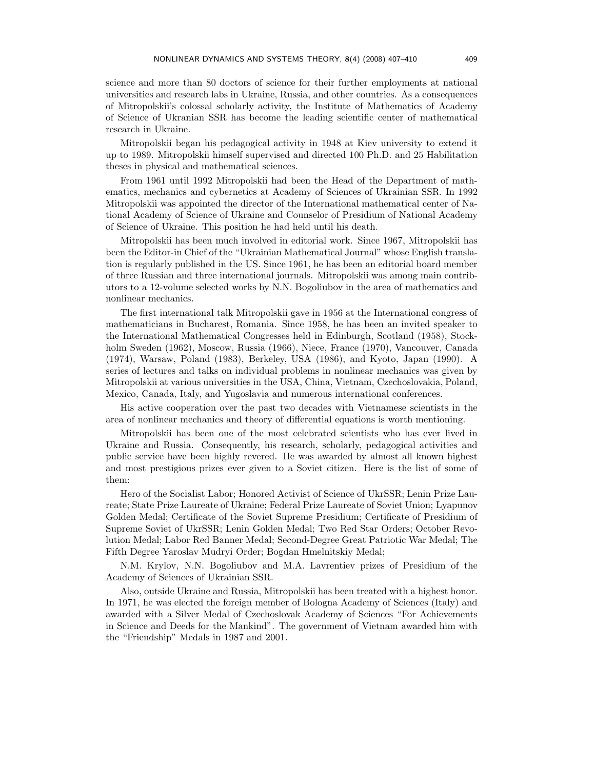science and more than 80 doctors of science for their further employments at national universities and research labs in Ukraine, Russia, and other countries. As a consequences of Mitropolskii's colossal scholarly activity, the Institute of Mathematics of Academy of Science of Ukranian SSR has become the leading scientific center of mathematical research in Ukraine.

Mitropolskii began his pedagogical activity in 1948 at Kiev university to extend it up to 1989. Mitropolskii himself supervised and directed 100 Ph.D. and 25 Habilitation theses in physical and mathematical sciences.

From 1961 until 1992 Mitropolskii had been the Head of the Department of mathematics, mechanics and cybernetics at Academy of Sciences of Ukrainian SSR. In 1992 Mitropolskii was appointed the director of the International mathematical center of National Academy of Science of Ukraine and Counselor of Presidium of National Academy of Science of Ukraine. This position he had held until his death.

Mitropolskii has been much involved in editorial work. Since 1967, Mitropolskii has been the Editor-in Chief of the "Ukrainian Mathematical Journal" whose English translation is regularly published in the US. Since 1961, he has been an editorial board member of three Russian and three international journals. Mitropolskii was among main contributors to a 12-volume selected works by N.N. Bogoliubov in the area of mathematics and nonlinear mechanics.

The first international talk Mitropolskii gave in 1956 at the International congress of mathematicians in Bucharest, Romania. Since 1958, he has been an invited speaker to the International Mathematical Congresses held in Edinburgh, Scotland (1958), Stockholm Sweden (1962), Moscow, Russia (1966), Niece, France (1970), Vancouver, Canada (1974), Warsaw, Poland (1983), Berkeley, USA (1986), and Kyoto, Japan (1990). A series of lectures and talks on individual problems in nonlinear mechanics was given by Mitropolskii at various universities in the USA, China, Vietnam, Czechoslovakia, Poland, Mexico, Canada, Italy, and Yugoslavia and numerous international conferences.

His active cooperation over the past two decades with Vietnamese scientists in the area of nonlinear mechanics and theory of differential equations is worth mentioning.

Mitropolskii has been one of the most celebrated scientists who has ever lived in Ukraine and Russia. Consequently, his research, scholarly, pedagogical activities and public service have been highly revered. He was awarded by almost all known highest and most prestigious prizes ever given to a Soviet citizen. Here is the list of some of them:

Hero of the Socialist Labor; Honored Activist of Science of UkrSSR; Lenin Prize Laureate; State Prize Laureate of Ukraine; Federal Prize Laureate of Soviet Union; Lyapunov Golden Medal; Certificate of the Soviet Supreme Presidium; Certificate of Presidium of Supreme Soviet of UkrSSR; Lenin Golden Medal; Two Red Star Orders; October Revolution Medal; Labor Red Banner Medal; Second-Degree Great Patriotic War Medal; The Fifth Degree Yaroslav Mudryi Order; Bogdan Hmelnitskiy Medal;

N.M. Krylov, N.N. Bogoliubov and M.A. Lavrentiev prizes of Presidium of the Academy of Sciences of Ukrainian SSR.

Also, outside Ukraine and Russia, Mitropolskii has been treated with a highest honor. In 1971, he was elected the foreign member of Bologna Academy of Sciences (Italy) and awarded with a Silver Medal of Czechoslovak Academy of Sciences "For Achievements in Science and Deeds for the Mankind". The government of Vietnam awarded him with the "Friendship" Medals in 1987 and 2001.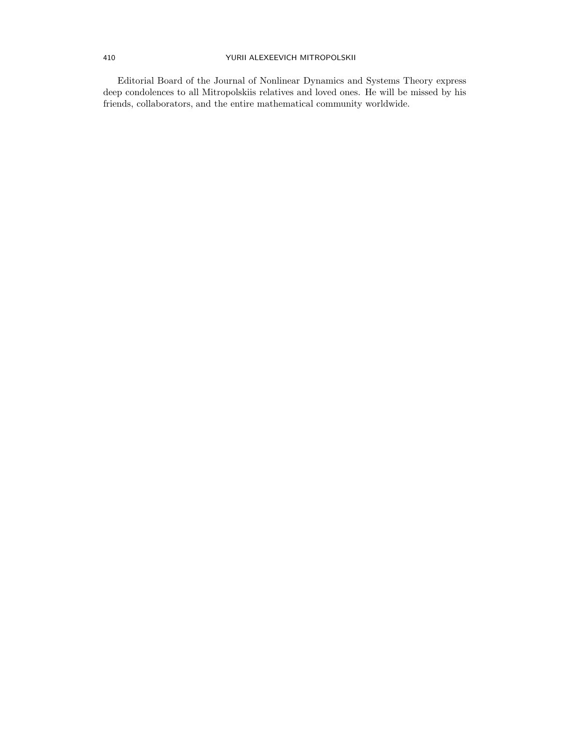Editorial Board of the Journal of Nonlinear Dynamics and Systems Theory express deep condolences to all Mitropolskiis relatives and loved ones. He will be missed by his friends, collaborators, and the entire mathematical community worldwide.